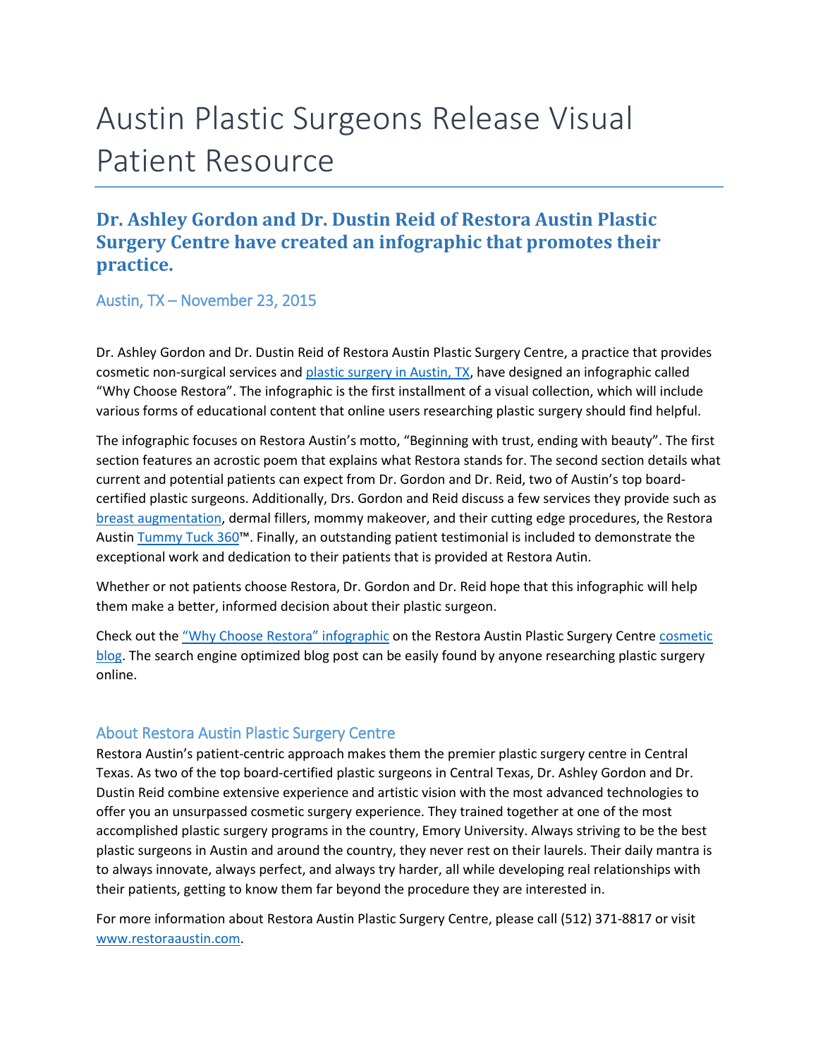# Austin Plastic Surgeons Release Visual Patient Resource

## Dr. Ashley Gordon and Dr. Dustin Reid of Restora Austin Plastic Surgery Centre have created an infographic that promotes their practice.

### Austin, TX – November 23, 2015

Dr. Ashley Gordon and Dr. Dustin Reid of Restora Austin Plastic Surgery Centre, a practice that provides cosmetic non-surgical services and plastic surgery in Austin, TX, have designed an infographic called "Why Choose Restora". The infographic is the first installment of a visual collection, which will include various forms of educational content that online users researching plastic surgery should find helpful.

The infographic focuses on Restora Austin's motto, "Beginning with trust, ending with beauty". The first section features an acrostic poem that explains what Restora stands for. The second section details what current and potential patients can expect from Dr. Gordon and Dr. Reid, two of Austin's top board-certified plastic surgeons. Additionally, Drs. Gordon and Reid discuss a few services they provide such as breast augmentation, dermal fillers, mommy makeover, and their cutting edge procedures, the Restora Austin Tummy Tuck 360™. Finally, an outstanding patient testimonial is included to demonstrate the exceptional work and dedication to their patients that is provided at Restora Autin.

Whether or not patients choose Restora, Dr. Gordon and Dr. Reid hope that this infographic will help them make a better, informed decision about their plastic surgeon.

Check out the "Why Choose Restora" infographic on the Restora Austin Plastic Surgery Centre cosmetic blog. The search engine optimized blog post can be easily found by anyone researching plastic surgery online.

### About Restora Austin Plastic Surgery Centre

Restora Austin's patient-centric approach makes them the premier plastic surgery centre in Central Texas. As two of the top board-certified plastic surgeons in Central Texas, Dr. Ashley Gordon and Dr. Dustin Reid combine extensive experience and artistic vision with the most advanced technologies to offer you an unsurpassed cosmetic surgery experience. They trained together at one of the most accomplished plastic surgery programs in the country, Emory University. Always striving to be the best plastic surgeons in Austin and around the country, they never rest on their laurels. Their daily mantra is to always innovate, always perfect, and always try harder, all while developing real relationships with their patients, getting to know them far beyond the procedure they are interested in.

For more information about Restora Austin Plastic Surgery Centre, please call (512) 371-8817 or visit www.restoraaustin.com.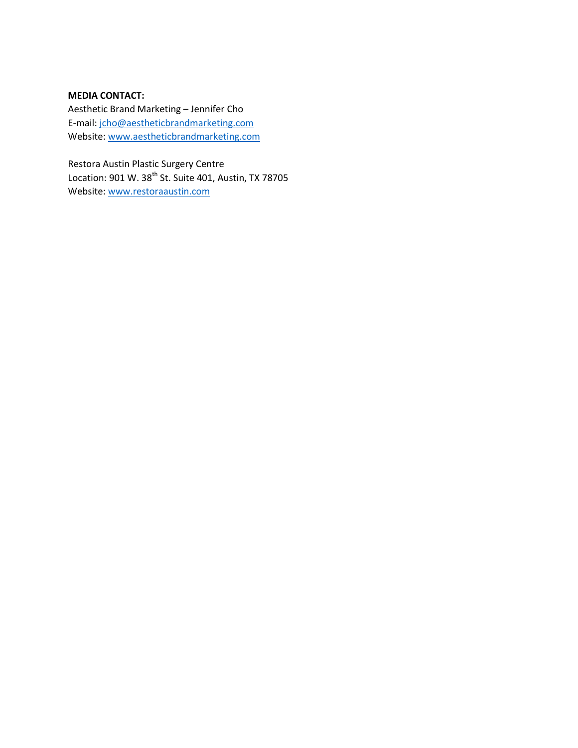**MEDIA CONTACT:**  
Aesthetic Brand Marketing – Jennifer Cho  
E-mail: jcho@aestheticbrandmarketing.com  
Website: www.aestheticbrandmarketing.com

Restora Austin Plastic Surgery Centre  
Location: 901 W. 38th St. Suite 401, Austin, TX 78705  
Website: www.restoraaustin.com